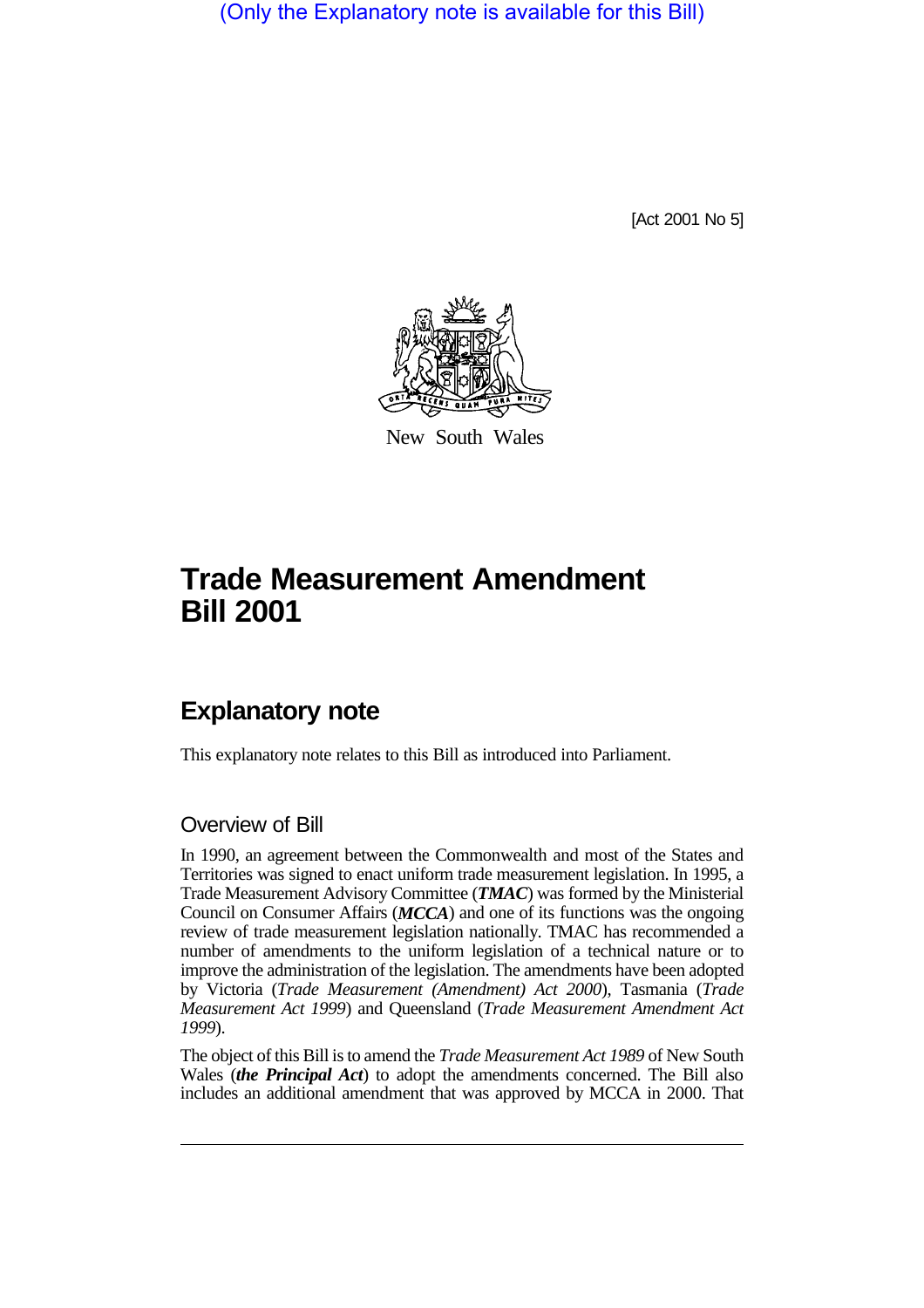(Only the Explanatory note is available for this Bill)

[Act 2001 No 5]

New South Wales

# Trade Measurement Amendment Bill 2001

## Explanatory note

This explanatory note relates to this Bill as introduced into Parliament.

### Overview of Bill

In 1990, an agreement between the Commonwealth and most of the States and Territories was signed to enact uniform trade measurement legislation. In 1995, a Trade Measurement Advisory Committee (***TMAC***) was formed by the Ministerial Council on Consumer Affairs (***MCCA***) and one of its functions was the ongoing review of trade measurement legislation nationally. TMAC has recommended a number of amendments to the uniform legislation of a technical nature or to improve the administration of the legislation. The amendments have been adopted by Victoria (*Trade Measurement (Amendment) Act 2000*), Tasmania (*Trade Measurement Act 1999*) and Queensland (*Trade Measurement Amendment Act 1999*).

The object of this Bill is to amend the *Trade Measurement Act 1989* of New South Wales (***the Principal Act***) to adopt the amendments concerned. The Bill also includes an additional amendment that was approved by MCCA in 2000. That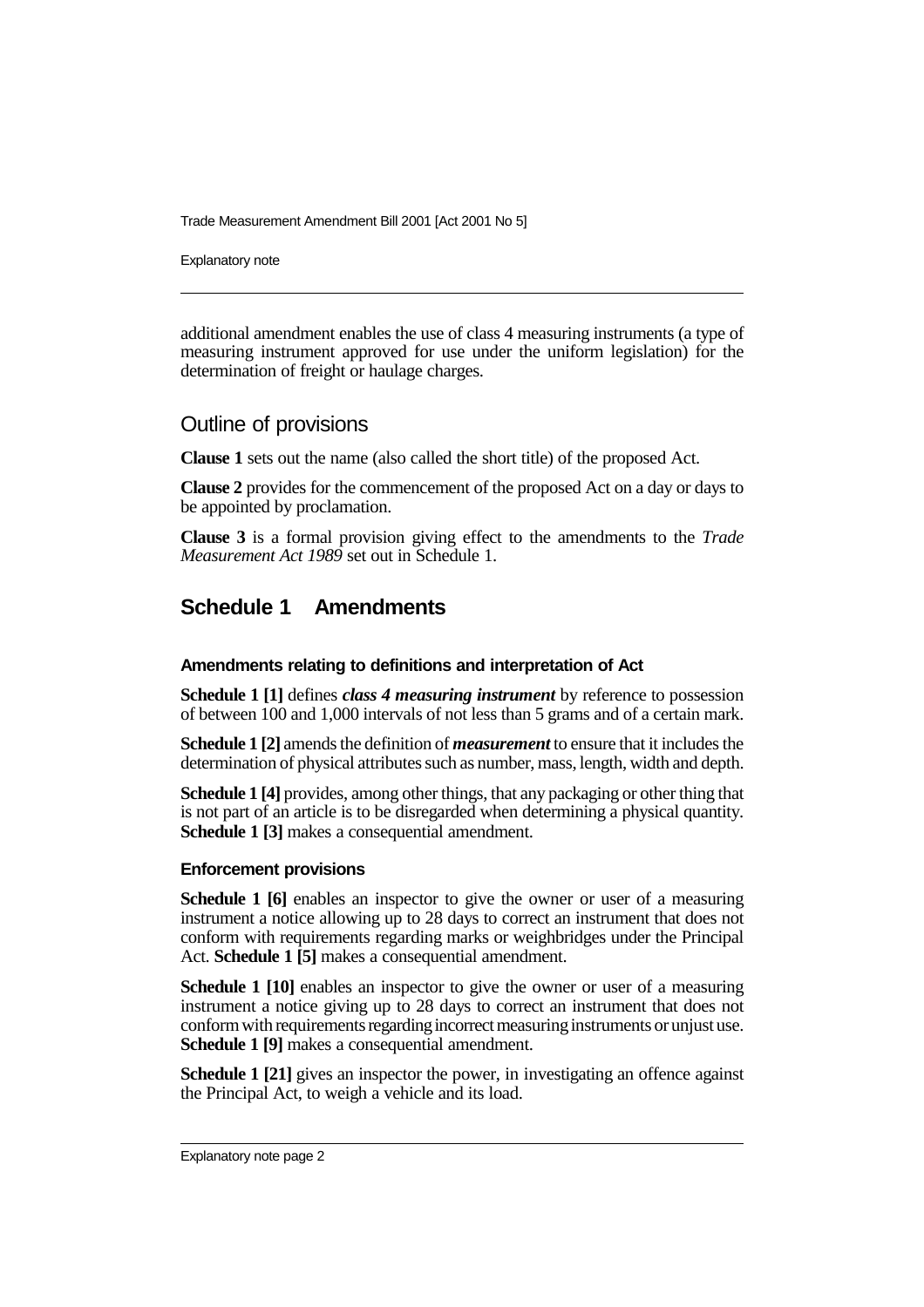additional amendment enables the use of class 4 measuring instruments (a type of measuring instrument approved for use under the uniform legislation) for the determination of freight or haulage charges.

## Outline of provisions

**Clause 1** sets out the name (also called the short title) of the proposed Act.

**Clause 2** provides for the commencement of the proposed Act on a day or days to be appointed by proclamation.

**Clause 3** is a formal provision giving effect to the amendments to the *Trade Measurement Act 1989* set out in Schedule 1.

## Schedule 1 Amendments

### Amendments relating to definitions and interpretation of Act

**Schedule 1 [1]** defines ***class 4 measuring instrument*** by reference to possession of between 100 and 1,000 intervals of not less than 5 grams and of a certain mark.

**Schedule 1 [2]** amends the definition of ***measurement*** to ensure that it includes the determination of physical attributes such as number, mass, length, width and depth.

**Schedule 1 [4]** provides, among other things, that any packaging or other thing that is not part of an article is to be disregarded when determining a physical quantity. **Schedule 1 [3]** makes a consequential amendment.

### Enforcement provisions

**Schedule 1 [6]** enables an inspector to give the owner or user of a measuring instrument a notice allowing up to 28 days to correct an instrument that does not conform with requirements regarding marks or weighbridges under the Principal Act. **Schedule 1 [5]** makes a consequential amendment.

**Schedule 1 [10]** enables an inspector to give the owner or user of a measuring instrument a notice giving up to 28 days to correct an instrument that does not conform with requirements regarding incorrect measuring instruments or unjust use. **Schedule 1 [9]** makes a consequential amendment.

**Schedule 1 [21]** gives an inspector the power, in investigating an offence against the Principal Act, to weigh a vehicle and its load.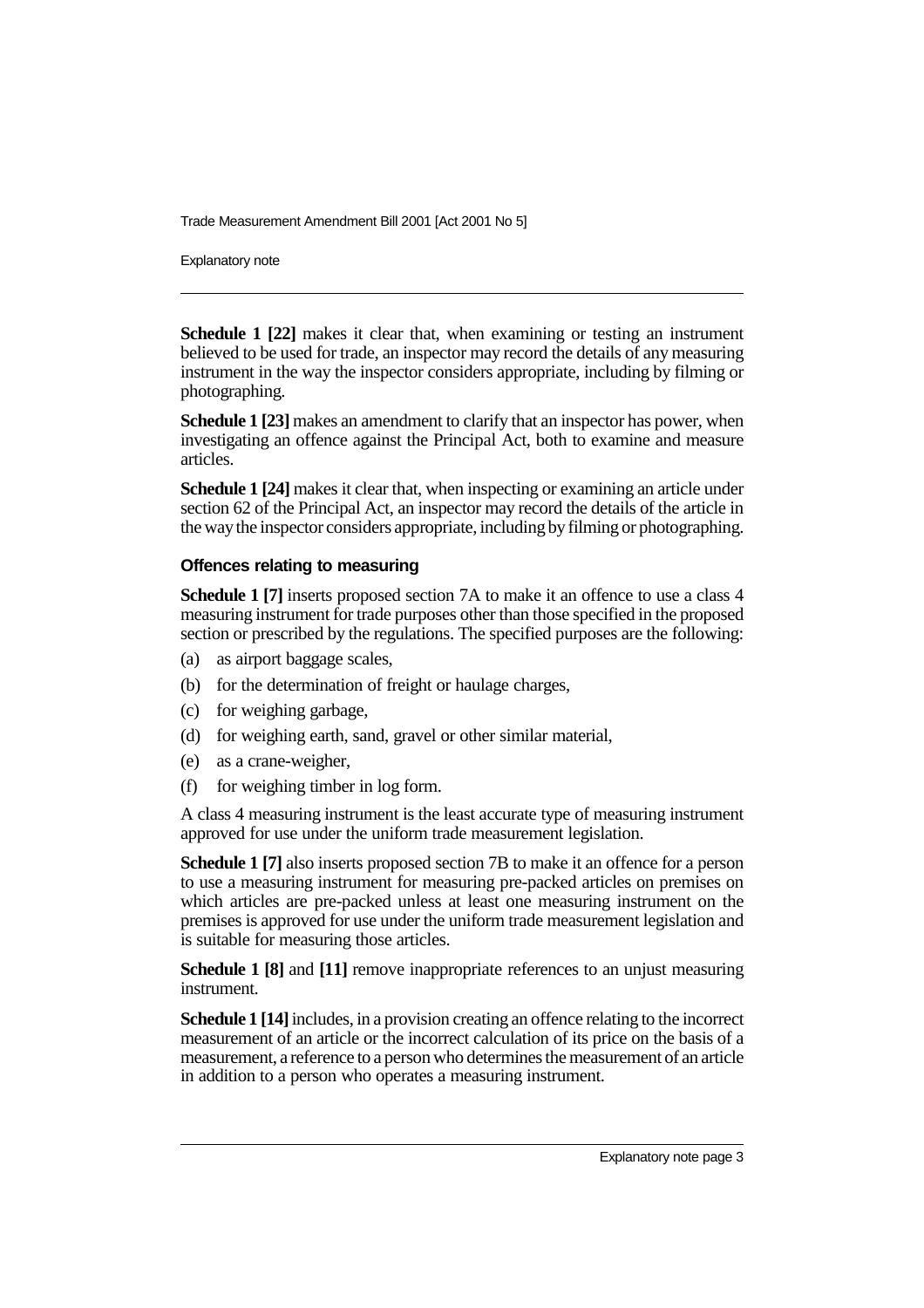**Schedule 1 [22]** makes it clear that, when examining or testing an instrument believed to be used for trade, an inspector may record the details of any measuring instrument in the way the inspector considers appropriate, including by filming or photographing.

**Schedule 1 [23]** makes an amendment to clarify that an inspector has power, when investigating an offence against the Principal Act, both to examine and measure articles.

**Schedule 1 [24]** makes it clear that, when inspecting or examining an article under section 62 of the Principal Act, an inspector may record the details of the article in the way the inspector considers appropriate, including by filming or photographing.

### Offences relating to measuring

**Schedule 1 [7]** inserts proposed section 7A to make it an offence to use a class 4 measuring instrument for trade purposes other than those specified in the proposed section or prescribed by the regulations. The specified purposes are the following:

(a) as airport baggage scales,

(b) for the determination of freight or haulage charges,

(c) for weighing garbage,

(d) for weighing earth, sand, gravel or other similar material,

(e) as a crane-weigher,

(f) for weighing timber in log form.

A class 4 measuring instrument is the least accurate type of measuring instrument approved for use under the uniform trade measurement legislation.

**Schedule 1 [7]** also inserts proposed section 7B to make it an offence for a person to use a measuring instrument for measuring pre-packed articles on premises on which articles are pre-packed unless at least one measuring instrument on the premises is approved for use under the uniform trade measurement legislation and is suitable for measuring those articles.

**Schedule 1 [8]** and **[11]** remove inappropriate references to an unjust measuring instrument.

**Schedule 1 [14]** includes, in a provision creating an offence relating to the incorrect measurement of an article or the incorrect calculation of its price on the basis of a measurement, a reference to a person who determines the measurement of an article in addition to a person who operates a measuring instrument.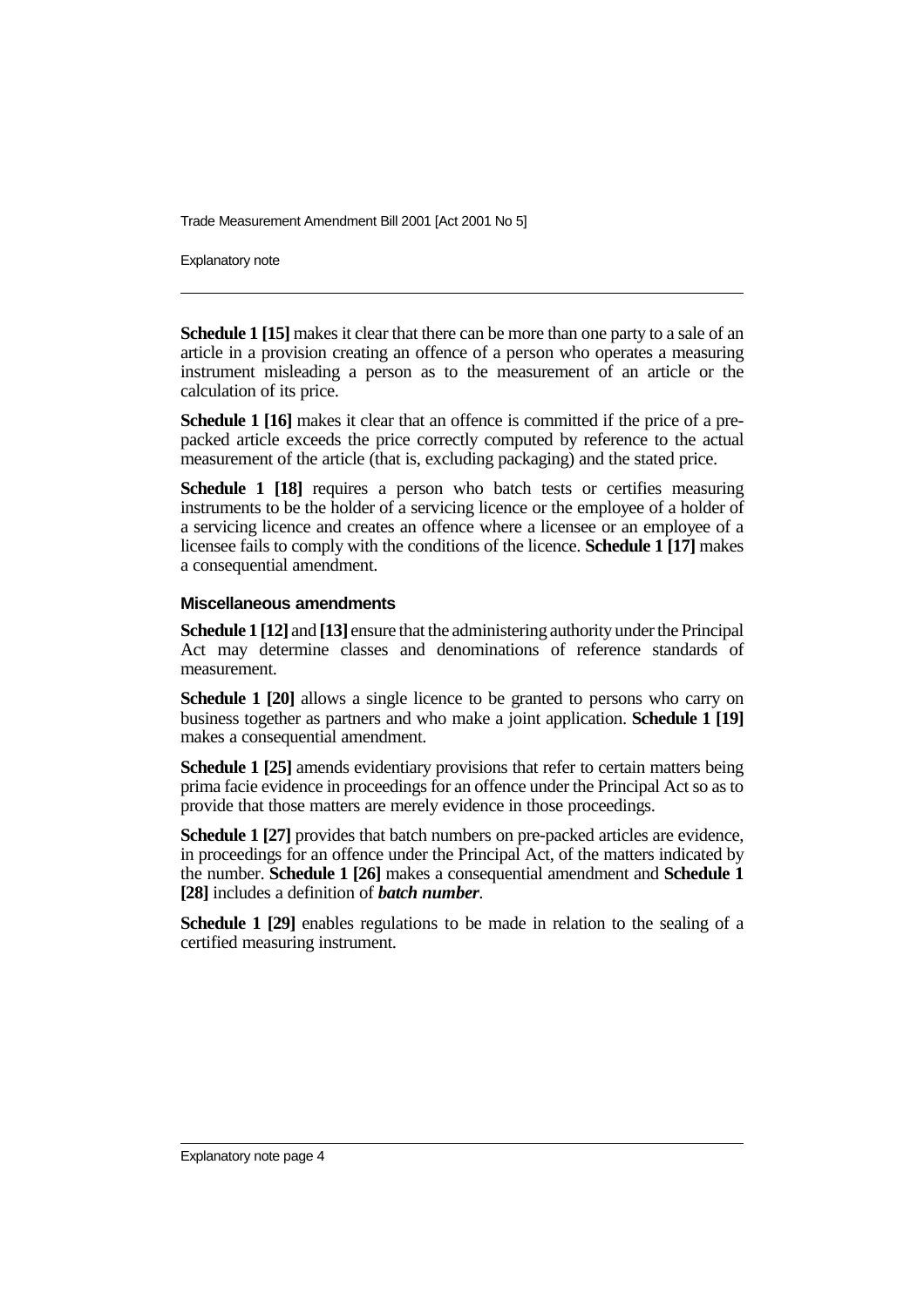**Schedule 1 [15]** makes it clear that there can be more than one party to a sale of an article in a provision creating an offence of a person who operates a measuring instrument misleading a person as to the measurement of an article or the calculation of its price.

**Schedule 1 [16]** makes it clear that an offence is committed if the price of a pre-packed article exceeds the price correctly computed by reference to the actual measurement of the article (that is, excluding packaging) and the stated price.

**Schedule 1 [18]** requires a person who batch tests or certifies measuring instruments to be the holder of a servicing licence or the employee of a holder of a servicing licence and creates an offence where a licensee or an employee of a licensee fails to comply with the conditions of the licence. **Schedule 1 [17]** makes a consequential amendment.

### Miscellaneous amendments

**Schedule 1 [12]** and **[13]** ensure that the administering authority under the Principal Act may determine classes and denominations of reference standards of measurement.

**Schedule 1 [20]** allows a single licence to be granted to persons who carry on business together as partners and who make a joint application. **Schedule 1 [19]** makes a consequential amendment.

**Schedule 1 [25]** amends evidentiary provisions that refer to certain matters being prima facie evidence in proceedings for an offence under the Principal Act so as to provide that those matters are merely evidence in those proceedings.

**Schedule 1 [27]** provides that batch numbers on pre-packed articles are evidence, in proceedings for an offence under the Principal Act, of the matters indicated by the number. **Schedule 1 [26]** makes a consequential amendment and **Schedule 1 [28]** includes a definition of ***batch number***.

**Schedule 1 [29]** enables regulations to be made in relation to the sealing of a certified measuring instrument.